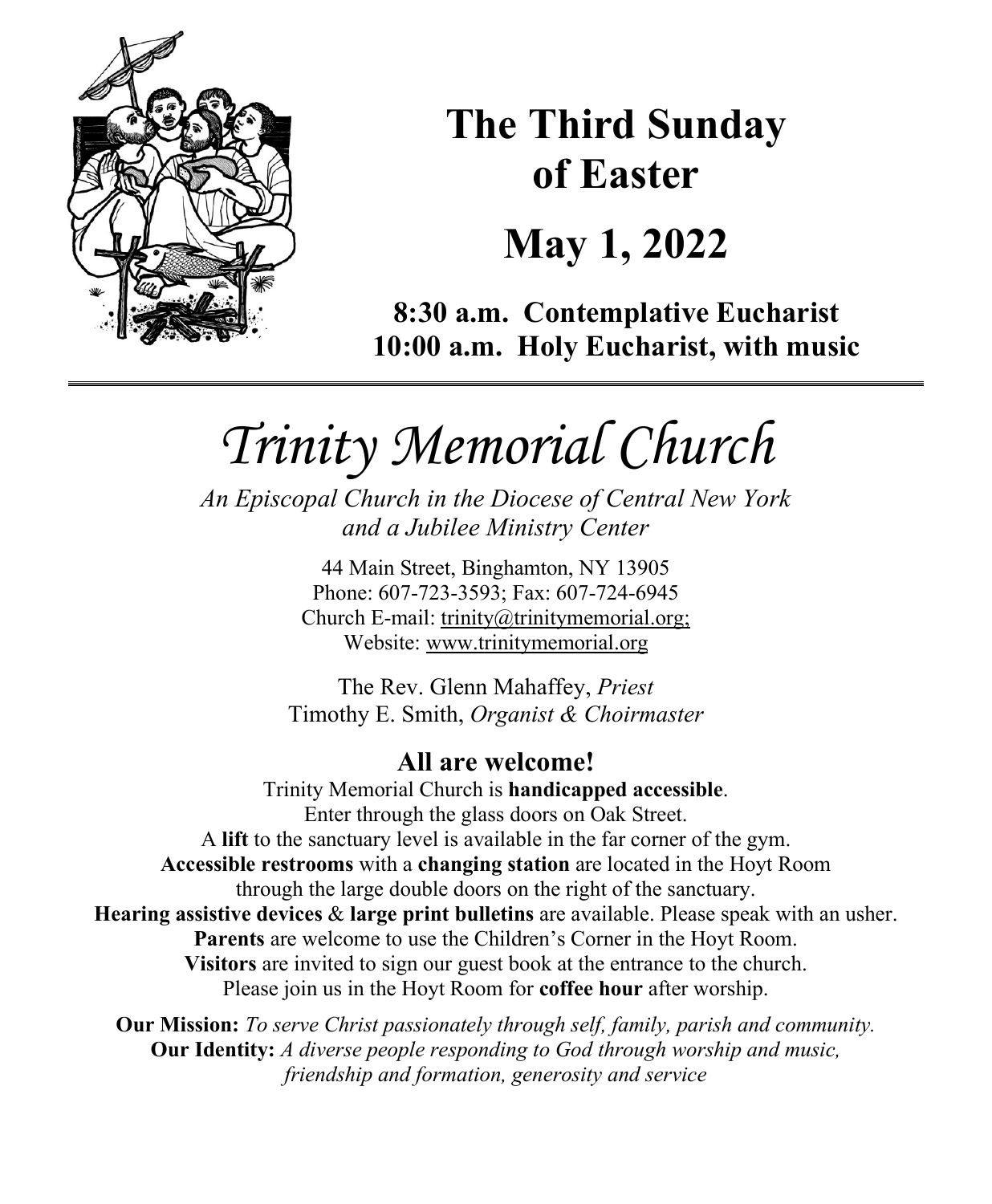# The Third Sunday of Easter

# May 1, 2022

**8:30 a.m. Contemplative Eucharist**
**10:00 a.m. Holy Eucharist, with music**

---

# *Trinity Memorial Church*

*An Episcopal Church in the Diocese of Central New York and a Jubilee Ministry Center*

44 Main Street, Binghamton, NY 13905
Phone: 607-723-3593; Fax: 607-724-6945
Church E-mail: trinity@trinitymemorial.org;
Website: www.trinitymemorial.org

The Rev. Glenn Mahaffey, *Priest*
Timothy E. Smith, *Organist & Choirmaster*

## All are welcome!

Trinity Memorial Church is **handicapped accessible**.
Enter through the glass doors on Oak Street.
A **lift** to the sanctuary level is available in the far corner of the gym.
**Accessible restrooms** with a **changing station** are located in the Hoyt Room through the large double doors on the right of the sanctuary.
**Hearing assistive devices** & **large print bulletins** are available. Please speak with an usher.
**Parents** are welcome to use the Children's Corner in the Hoyt Room.
**Visitors** are invited to sign our guest book at the entrance to the church.
Please join us in the Hoyt Room for **coffee hour** after worship.

**Our Mission:** *To serve Christ passionately through self, family, parish and community.*
**Our Identity:** *A diverse people responding to God through worship and music, friendship and formation, generosity and service*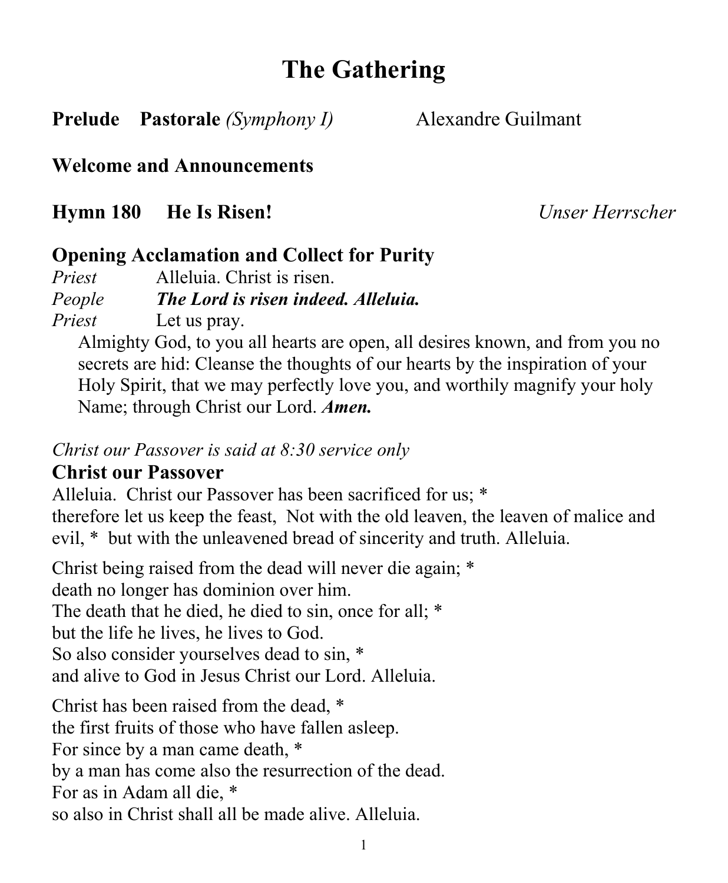# The Gathering

**Prelude** **Pastorale** *(Symphony I)* Alexandre Guilmant

**Welcome and Announcements**

**Hymn 180** **He Is Risen!** *Unser Herrscher*

## Opening Acclamation and Collect for Purity

*Priest* Alleluia. Christ is risen.
*People* ***The Lord is risen indeed. Alleluia.***
*Priest* Let us pray.

Almighty God, to you all hearts are open, all desires known, and from you no secrets are hid: Cleanse the thoughts of our hearts by the inspiration of your Holy Spirit, that we may perfectly love you, and worthily magnify your holy Name; through Christ our Lord. ***Amen.***

*Christ our Passover is said at 8:30 service only*

## Christ our Passover

Alleluia. Christ our Passover has been sacrificed for us; *
therefore let us keep the feast, Not with the old leaven, the leaven of malice and evil, * but with the unleavened bread of sincerity and truth. Alleluia.

Christ being raised from the dead will never die again; *
death no longer has dominion over him.
The death that he died, he died to sin, once for all; *
but the life he lives, he lives to God.
So also consider yourselves dead to sin, *
and alive to God in Jesus Christ our Lord. Alleluia.

Christ has been raised from the dead, *
the first fruits of those who have fallen asleep.
For since by a man came death, *
by a man has come also the resurrection of the dead.
For as in Adam all die, *
so also in Christ shall all be made alive. Alleluia.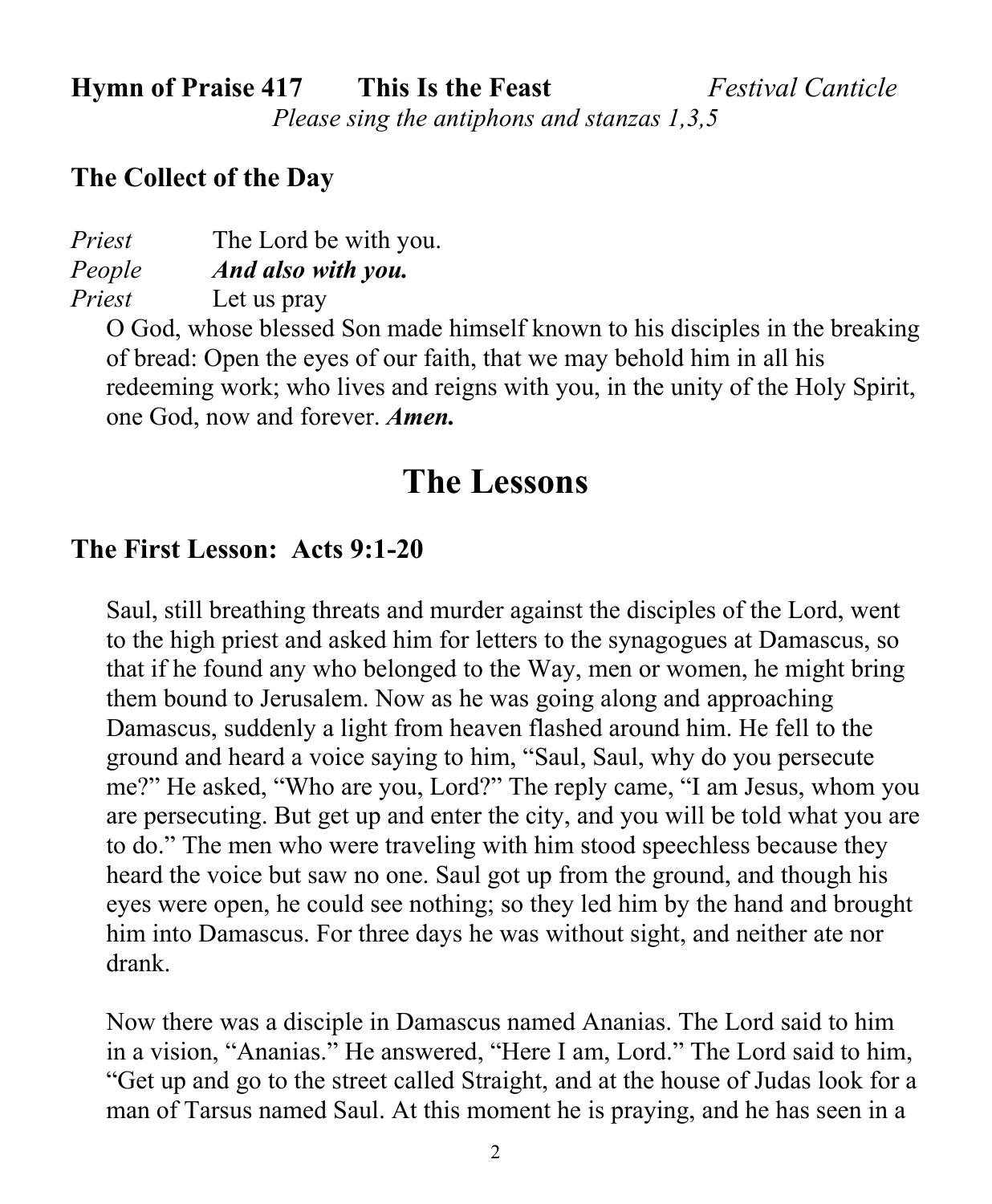**Hymn of Praise 417 This Is the Feast** *Festival Canticle*

*Please sing the antiphons and stanzas 1,3,5*

**The Collect of the Day**

*Priest* The Lord be with you.
*People* ***And also with you.***
*Priest* Let us pray

O God, whose blessed Son made himself known to his disciples in the breaking of bread: Open the eyes of our faith, that we may behold him in all his redeeming work; who lives and reigns with you, in the unity of the Holy Spirit, one God, now and forever. ***Amen.***

# The Lessons

## The First Lesson: Acts 9:1-20

Saul, still breathing threats and murder against the disciples of the Lord, went to the high priest and asked him for letters to the synagogues at Damascus, so that if he found any who belonged to the Way, men or women, he might bring them bound to Jerusalem. Now as he was going along and approaching Damascus, suddenly a light from heaven flashed around him. He fell to the ground and heard a voice saying to him, "Saul, Saul, why do you persecute me?" He asked, "Who are you, Lord?" The reply came, "I am Jesus, whom you are persecuting. But get up and enter the city, and you will be told what you are to do." The men who were traveling with him stood speechless because they heard the voice but saw no one. Saul got up from the ground, and though his eyes were open, he could see nothing; so they led him by the hand and brought him into Damascus. For three days he was without sight, and neither ate nor drank.

Now there was a disciple in Damascus named Ananias. The Lord said to him in a vision, "Ananias." He answered, "Here I am, Lord." The Lord said to him, "Get up and go to the street called Straight, and at the house of Judas look for a man of Tarsus named Saul. At this moment he is praying, and he has seen in a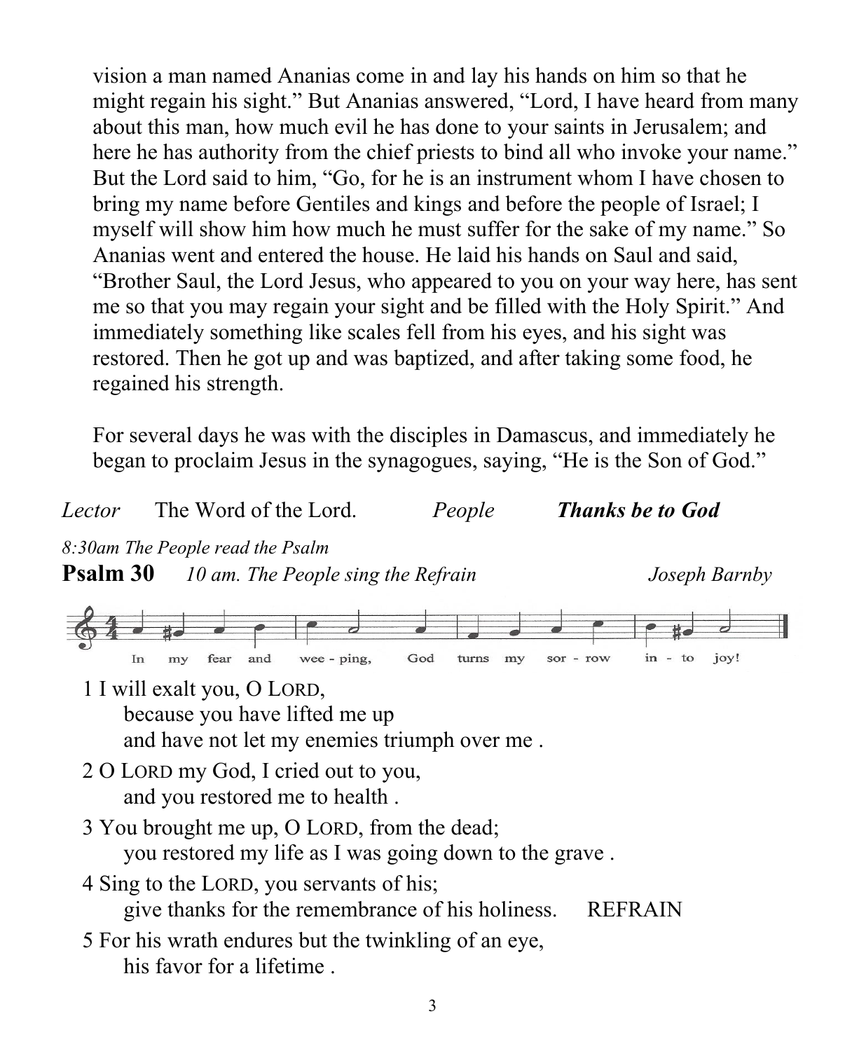vision a man named Ananias come in and lay his hands on him so that he might regain his sight." But Ananias answered, "Lord, I have heard from many about this man, how much evil he has done to your saints in Jerusalem; and here he has authority from the chief priests to bind all who invoke your name." But the Lord said to him, "Go, for he is an instrument whom I have chosen to bring my name before Gentiles and kings and before the people of Israel; I myself will show him how much he must suffer for the sake of my name." So Ananias went and entered the house. He laid his hands on Saul and said, "Brother Saul, the Lord Jesus, who appeared to you on your way here, has sent me so that you may regain your sight and be filled with the Holy Spirit." And immediately something like scales fell from his eyes, and his sight was restored. Then he got up and was baptized, and after taking some food, he regained his strength.

For several days he was with the disciples in Damascus, and immediately he began to proclaim Jesus in the synagogues, saying, "He is the Son of God."

*Lector* The Word of the Lord. *People* ***Thanks be to God***

*8:30am The People read the Psalm*

**Psalm 30** *10 am. The People sing the Refrain* *Joseph Barnby*

In my fear and wee - ping, God turns my sor - row in - to joy!

1 I will exalt you, O LORD,
because you have lifted me up
and have not let my enemies triumph over me .

2 O LORD my God, I cried out to you,
and you restored me to health .

3 You brought me up, O LORD, from the dead;
you restored my life as I was going down to the grave .

4 Sing to the LORD, you servants of his;
give thanks for the remembrance of his holiness. REFRAIN

5 For his wrath endures but the twinkling of an eye,
his favor for a lifetime .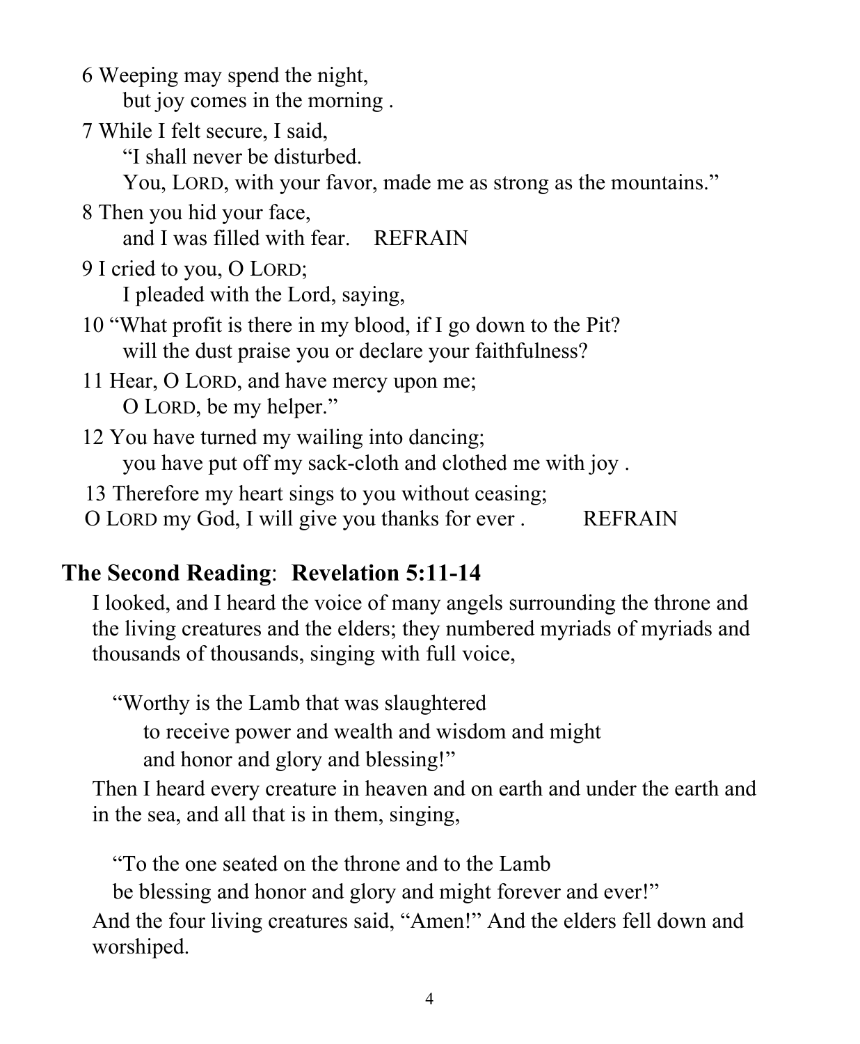6 Weeping may spend the night,
    but joy comes in the morning .

7 While I felt secure, I said,
    "I shall never be disturbed.
    You, LORD, with your favor, made me as strong as the mountains."

8 Then you hid your face,
    and I was filled with fear.    REFRAIN

9 I cried to you, O LORD;
    I pleaded with the Lord, saying,

10 "What profit is there in my blood, if I go down to the Pit?
    will the dust praise you or declare your faithfulness?

11 Hear, O LORD, and have mercy upon me;
    O LORD, be my helper."

12 You have turned my wailing into dancing;
    you have put off my sack-cloth and clothed me with joy .

13 Therefore my heart sings to you without ceasing;
O LORD my God, I will give you thanks for ever .    REFRAIN

## **The Second Reading**: **Revelation 5:11-14**

I looked, and I heard the voice of many angels surrounding the throne and the living creatures and the elders; they numbered myriads of myriads and thousands of thousands, singing with full voice,

"Worthy is the Lamb that was slaughtered
    to receive power and wealth and wisdom and might
    and honor and glory and blessing!"

Then I heard every creature in heaven and on earth and under the earth and in the sea, and all that is in them, singing,

"To the one seated on the throne and to the Lamb
be blessing and honor and glory and might forever and ever!"

And the four living creatures said, "Amen!" And the elders fell down and worshiped.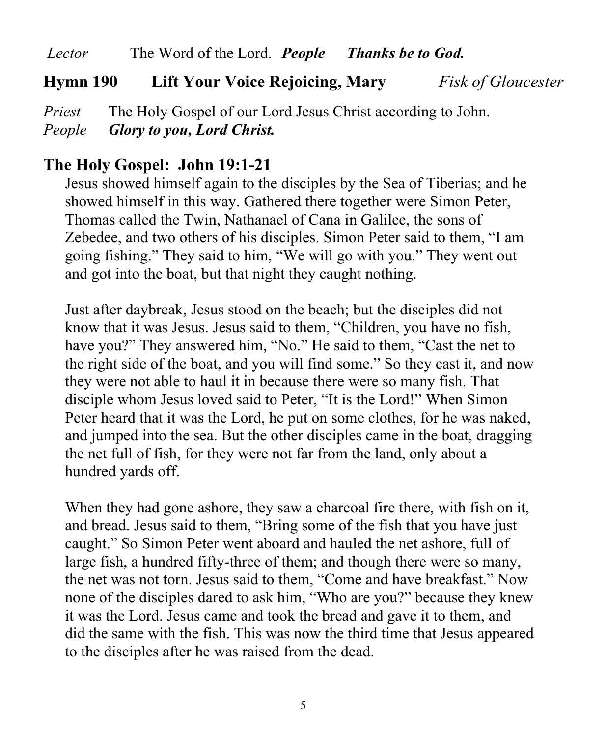*Lector* The Word of the Lord. ***People Thanks be to God.***

**Hymn 190 Lift Your Voice Rejoicing, Mary** *Fisk of Gloucester*

*Priest* The Holy Gospel of our Lord Jesus Christ according to John.
*People* ***Glory to you, Lord Christ.***

## The Holy Gospel: John 19:1-21

Jesus showed himself again to the disciples by the Sea of Tiberias; and he showed himself in this way. Gathered there together were Simon Peter, Thomas called the Twin, Nathanael of Cana in Galilee, the sons of Zebedee, and two others of his disciples. Simon Peter said to them, "I am going fishing." They said to him, "We will go with you." They went out and got into the boat, but that night they caught nothing.

Just after daybreak, Jesus stood on the beach; but the disciples did not know that it was Jesus. Jesus said to them, "Children, you have no fish, have you?" They answered him, "No." He said to them, "Cast the net to the right side of the boat, and you will find some." So they cast it, and now they were not able to haul it in because there were so many fish. That disciple whom Jesus loved said to Peter, "It is the Lord!" When Simon Peter heard that it was the Lord, he put on some clothes, for he was naked, and jumped into the sea. But the other disciples came in the boat, dragging the net full of fish, for they were not far from the land, only about a hundred yards off.

When they had gone ashore, they saw a charcoal fire there, with fish on it, and bread. Jesus said to them, "Bring some of the fish that you have just caught." So Simon Peter went aboard and hauled the net ashore, full of large fish, a hundred fifty-three of them; and though there were so many, the net was not torn. Jesus said to them, "Come and have breakfast." Now none of the disciples dared to ask him, "Who are you?" because they knew it was the Lord. Jesus came and took the bread and gave it to them, and did the same with the fish. This was now the third time that Jesus appeared to the disciples after he was raised from the dead.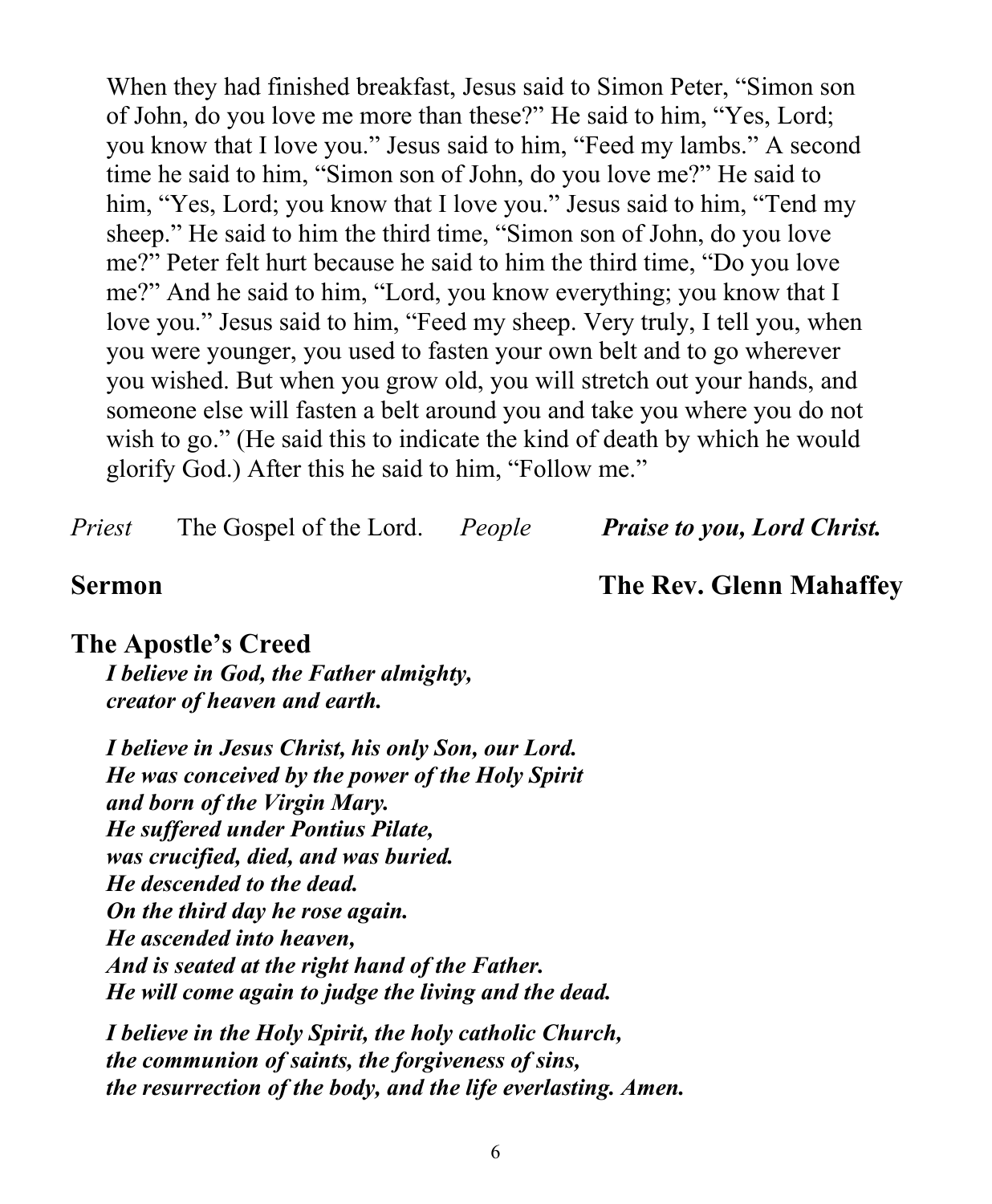When they had finished breakfast, Jesus said to Simon Peter, "Simon son of John, do you love me more than these?" He said to him, "Yes, Lord; you know that I love you." Jesus said to him, "Feed my lambs." A second time he said to him, "Simon son of John, do you love me?" He said to him, "Yes, Lord; you know that I love you." Jesus said to him, "Tend my sheep." He said to him the third time, "Simon son of John, do you love me?" Peter felt hurt because he said to him the third time, "Do you love me?" And he said to him, "Lord, you know everything; you know that I love you." Jesus said to him, "Feed my sheep. Very truly, I tell you, when you were younger, you used to fasten your own belt and to go wherever you wished. But when you grow old, you will stretch out your hands, and someone else will fasten a belt around you and take you where you do not wish to go." (He said this to indicate the kind of death by which he would glorify God.) After this he said to him, "Follow me."

*Priest* The Gospel of the Lord. *People* ***Praise to you, Lord Christ.***

**Sermon** **The Rev. Glenn Mahaffey**

**The Apostle's Creed**

***I believe in God, the Father almighty,***
***creator of heaven and earth.***

***I believe in Jesus Christ, his only Son, our Lord.***
***He was conceived by the power of the Holy Spirit***
***and born of the Virgin Mary.***
***He suffered under Pontius Pilate,***
***was crucified, died, and was buried.***
***He descended to the dead.***
***On the third day he rose again.***
***He ascended into heaven,***
***And is seated at the right hand of the Father.***
***He will come again to judge the living and the dead.***

***I believe in the Holy Spirit, the holy catholic Church,***
***the communion of saints, the forgiveness of sins,***
***the resurrection of the body, and the life everlasting. Amen.***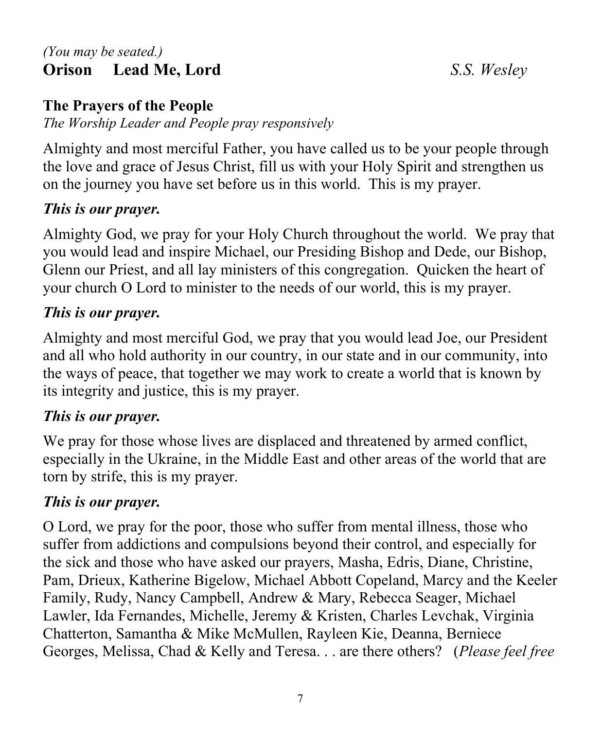*(You may be seated.)*

**Orison Lead Me, Lord** *S.S. Wesley*

**The Prayers of the People**

*The Worship Leader and People pray responsively*

Almighty and most merciful Father, you have called us to be your people through the love and grace of Jesus Christ, fill us with your Holy Spirit and strengthen us on the journey you have set before us in this world. This is my prayer.

***This is our prayer.***

Almighty God, we pray for your Holy Church throughout the world. We pray that you would lead and inspire Michael, our Presiding Bishop and Dede, our Bishop, Glenn our Priest, and all lay ministers of this congregation. Quicken the heart of your church O Lord to minister to the needs of our world, this is my prayer.

***This is our prayer.***

Almighty and most merciful God, we pray that you would lead Joe, our President and all who hold authority in our country, in our state and in our community, into the ways of peace, that together we may work to create a world that is known by its integrity and justice, this is my prayer.

***This is our prayer.***

We pray for those whose lives are displaced and threatened by armed conflict, especially in the Ukraine, in the Middle East and other areas of the world that are torn by strife, this is my prayer.

***This is our prayer.***

O Lord, we pray for the poor, those who suffer from mental illness, those who suffer from addictions and compulsions beyond their control, and especially for the sick and those who have asked our prayers, Masha, Edris, Diane, Christine, Pam, Drieux, Katherine Bigelow, Michael Abbott Copeland, Marcy and the Keeler Family, Rudy, Nancy Campbell, Andrew & Mary, Rebecca Seager, Michael Lawler, Ida Fernandes, Michelle, Jeremy & Kristen, Charles Levchak, Virginia Chatterton, Samantha & Mike McMullen, Rayleen Kie, Deanna, Berniece Georges, Melissa, Chad & Kelly and Teresa. . . are there others? (*Please feel free*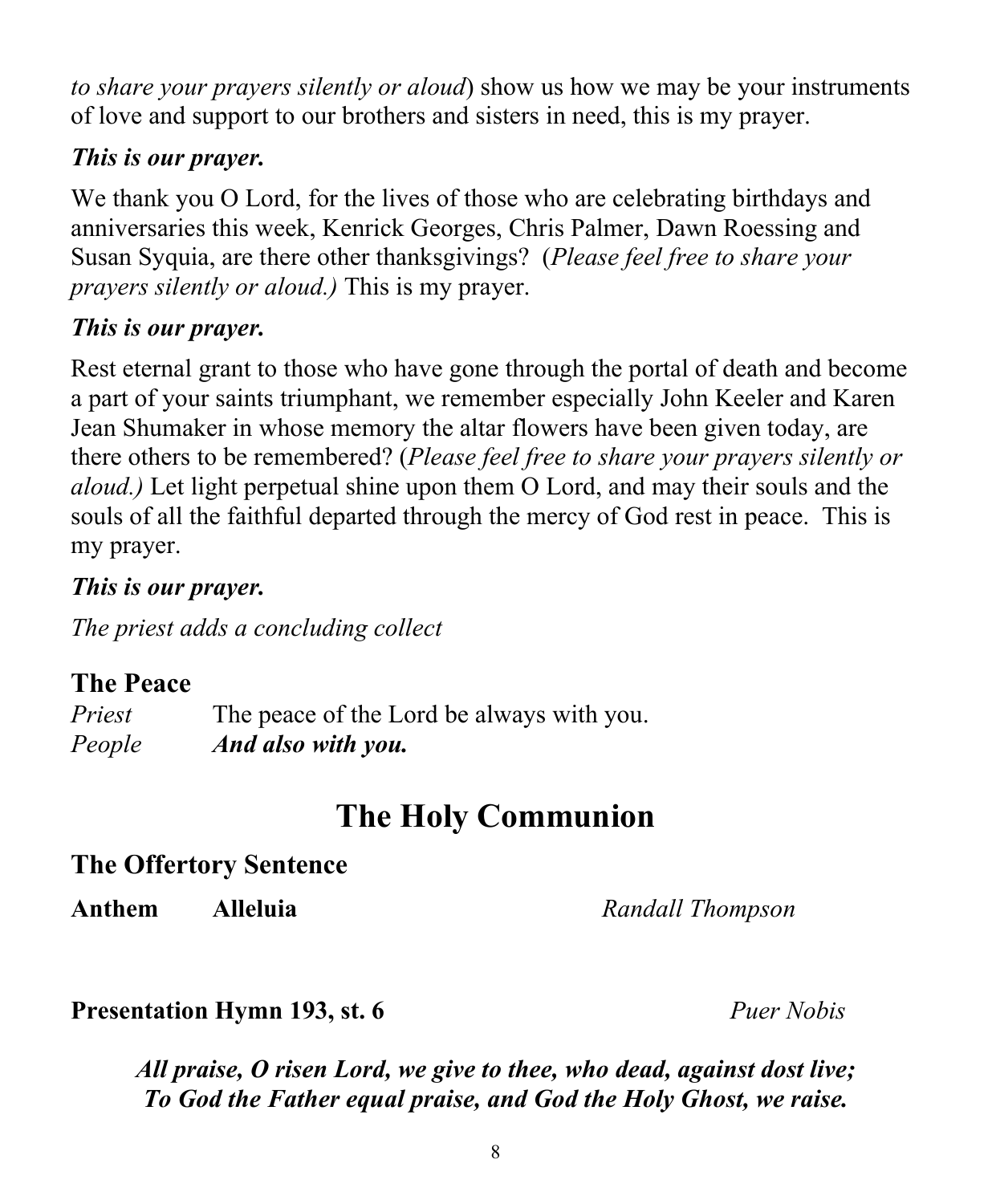*to share your prayers silently or aloud*) show us how we may be your instruments of love and support to our brothers and sisters in need, this is my prayer.

***This is our prayer.***

We thank you O Lord, for the lives of those who are celebrating birthdays and anniversaries this week, Kenrick Georges, Chris Palmer, Dawn Roessing and Susan Syquia, are there other thanksgivings? (*Please feel free to share your prayers silently or aloud.)* This is my prayer.

***This is our prayer.***

Rest eternal grant to those who have gone through the portal of death and become a part of your saints triumphant, we remember especially John Keeler and Karen Jean Shumaker in whose memory the altar flowers have been given today, are there others to be remembered? (*Please feel free to share your prayers silently or aloud.)* Let light perpetual shine upon them O Lord, and may their souls and the souls of all the faithful departed through the mercy of God rest in peace. This is my prayer.

***This is our prayer.***

*The priest adds a concluding collect*

### The Peace

*Priest* The peace of the Lord be always with you.
*People* ***And also with you.***

## The Holy Communion

### The Offertory Sentence

**Anthem** **Alleluia** *Randall Thompson*

**Presentation Hymn 193, st. 6** *Puer Nobis*

***All praise, O risen Lord, we give to thee, who dead, against dost live;***
***To God the Father equal praise, and God the Holy Ghost, we raise.***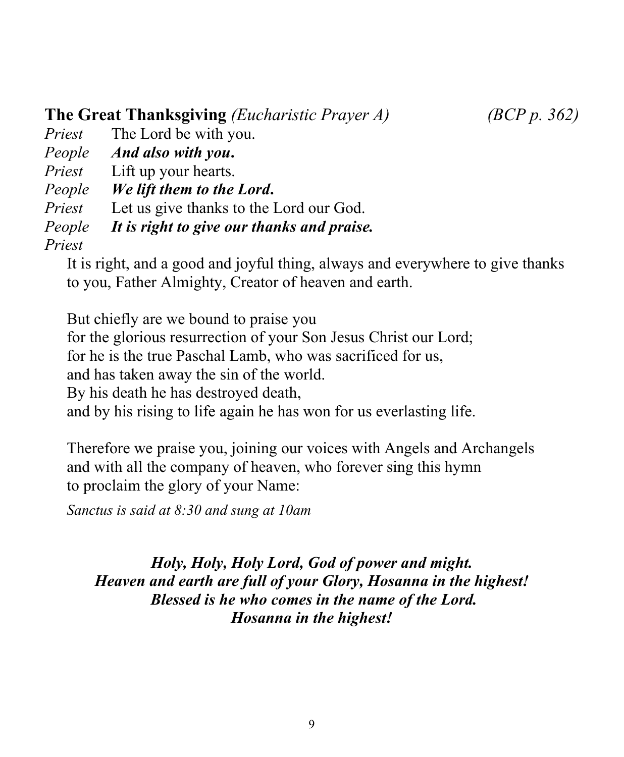**The Great Thanksgiving** *(Eucharistic Prayer A)* *(BCP p. 362)*

*Priest* The Lord be with you.
*People* ***And also with you.***
*Priest* Lift up your hearts.
*People* ***We lift them to the Lord.***
*Priest* Let us give thanks to the Lord our God.
*People* ***It is right to give our thanks and praise.***
*Priest*

It is right, and a good and joyful thing, always and everywhere to give thanks to you, Father Almighty, Creator of heaven and earth.

But chiefly are we bound to praise you
for the glorious resurrection of your Son Jesus Christ our Lord;
for he is the true Paschal Lamb, who was sacrificed for us,
and has taken away the sin of the world.
By his death he has destroyed death,
and by his rising to life again he has won for us everlasting life.

Therefore we praise you, joining our voices with Angels and Archangels
and with all the company of heaven, who forever sing this hymn
to proclaim the glory of your Name:

*Sanctus is said at 8:30 and sung at 10am*

***Holy, Holy, Holy Lord, God of power and might.***
***Heaven and earth are full of your Glory, Hosanna in the highest!***
***Blessed is he who comes in the name of the Lord.***
***Hosanna in the highest!***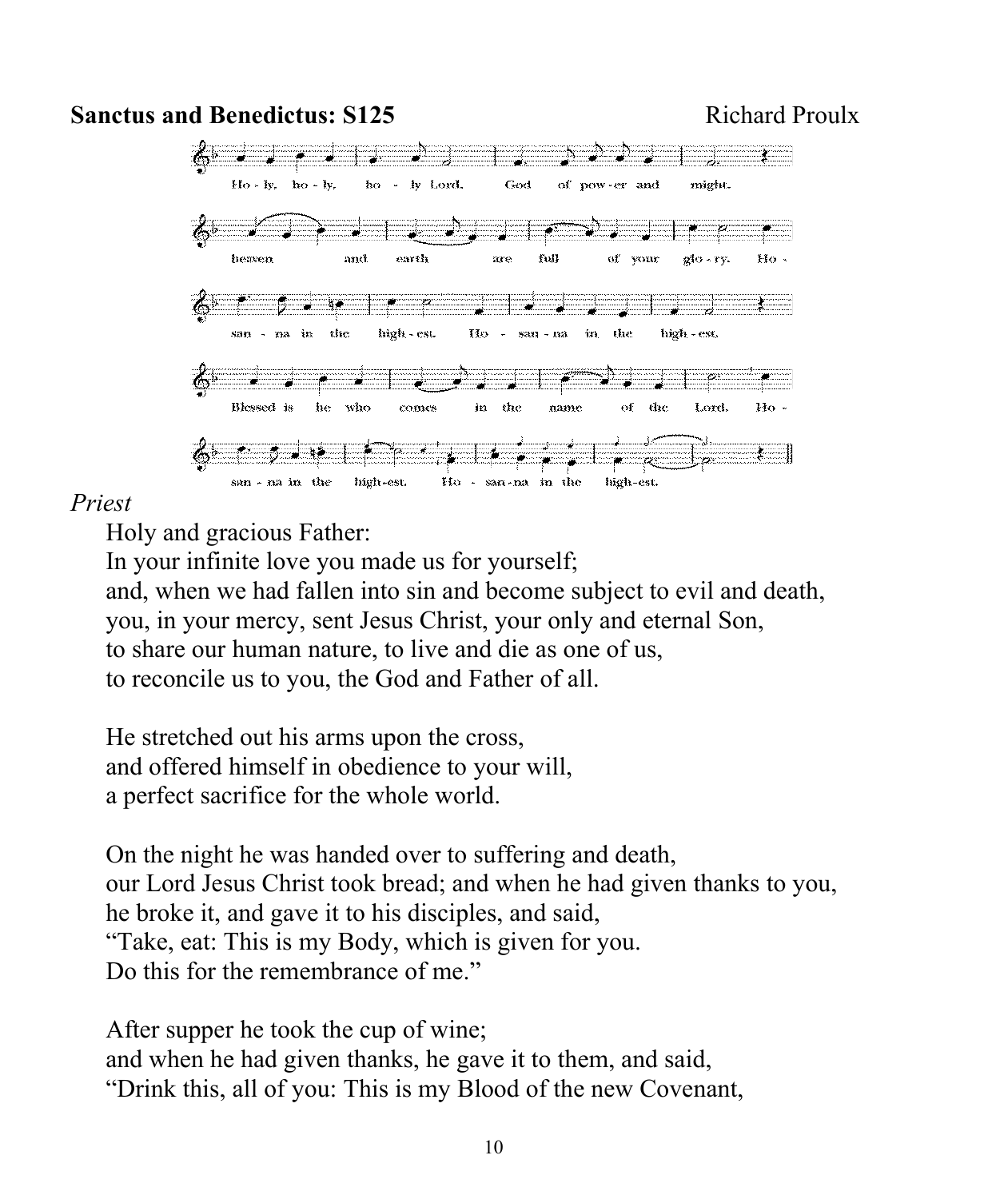**Sanctus and Benedictus: S125** Richard Proulx

*Priest*

Holy and gracious Father:
In your infinite love you made us for yourself;
and, when we had fallen into sin and become subject to evil and death,
you, in your mercy, sent Jesus Christ, your only and eternal Son,
to share our human nature, to live and die as one of us,
to reconcile us to you, the God and Father of all.

He stretched out his arms upon the cross,
and offered himself in obedience to your will,
a perfect sacrifice for the whole world.

On the night he was handed over to suffering and death,
our Lord Jesus Christ took bread; and when he had given thanks to you,
he broke it, and gave it to his disciples, and said,
"Take, eat: This is my Body, which is given for you.
Do this for the remembrance of me."

After supper he took the cup of wine;
and when he had given thanks, he gave it to them, and said,
"Drink this, all of you: This is my Blood of the new Covenant,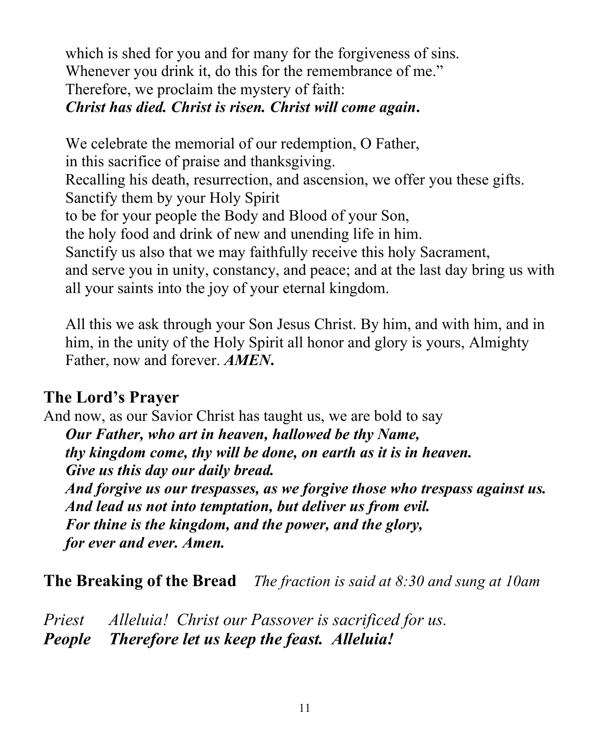which is shed for you and for many for the forgiveness of sins.
Whenever you drink it, do this for the remembrance of me."
Therefore, we proclaim the mystery of faith:
***Christ has died. Christ is risen. Christ will come again.***

We celebrate the memorial of our redemption, O Father,
in this sacrifice of praise and thanksgiving.
Recalling his death, resurrection, and ascension, we offer you these gifts.
Sanctify them by your Holy Spirit
to be for your people the Body and Blood of your Son,
the holy food and drink of new and unending life in him.
Sanctify us also that we may faithfully receive this holy Sacrament,
and serve you in unity, constancy, and peace; and at the last day bring us with all your saints into the joy of your eternal kingdom.

All this we ask through your Son Jesus Christ. By him, and with him, and in him, in the unity of the Holy Spirit all honor and glory is yours, Almighty Father, now and forever. ***AMEN.***

## The Lord's Prayer

And now, as our Savior Christ has taught us, we are bold to say
***Our Father, who art in heaven, hallowed be thy Name,***
***thy kingdom come, thy will be done, on earth as it is in heaven.***
***Give us this day our daily bread.***
***And forgive us our trespasses, as we forgive those who trespass against us.***
***And lead us not into temptation, but deliver us from evil.***
***For thine is the kingdom, and the power, and the glory,***
***for ever and ever. Amen.***

## The Breaking of the Bread *The fraction is said at 8:30 and sung at 10am*

*Priest Alleluia! Christ our Passover is sacrificed for us.*
***People Therefore let us keep the feast. Alleluia!***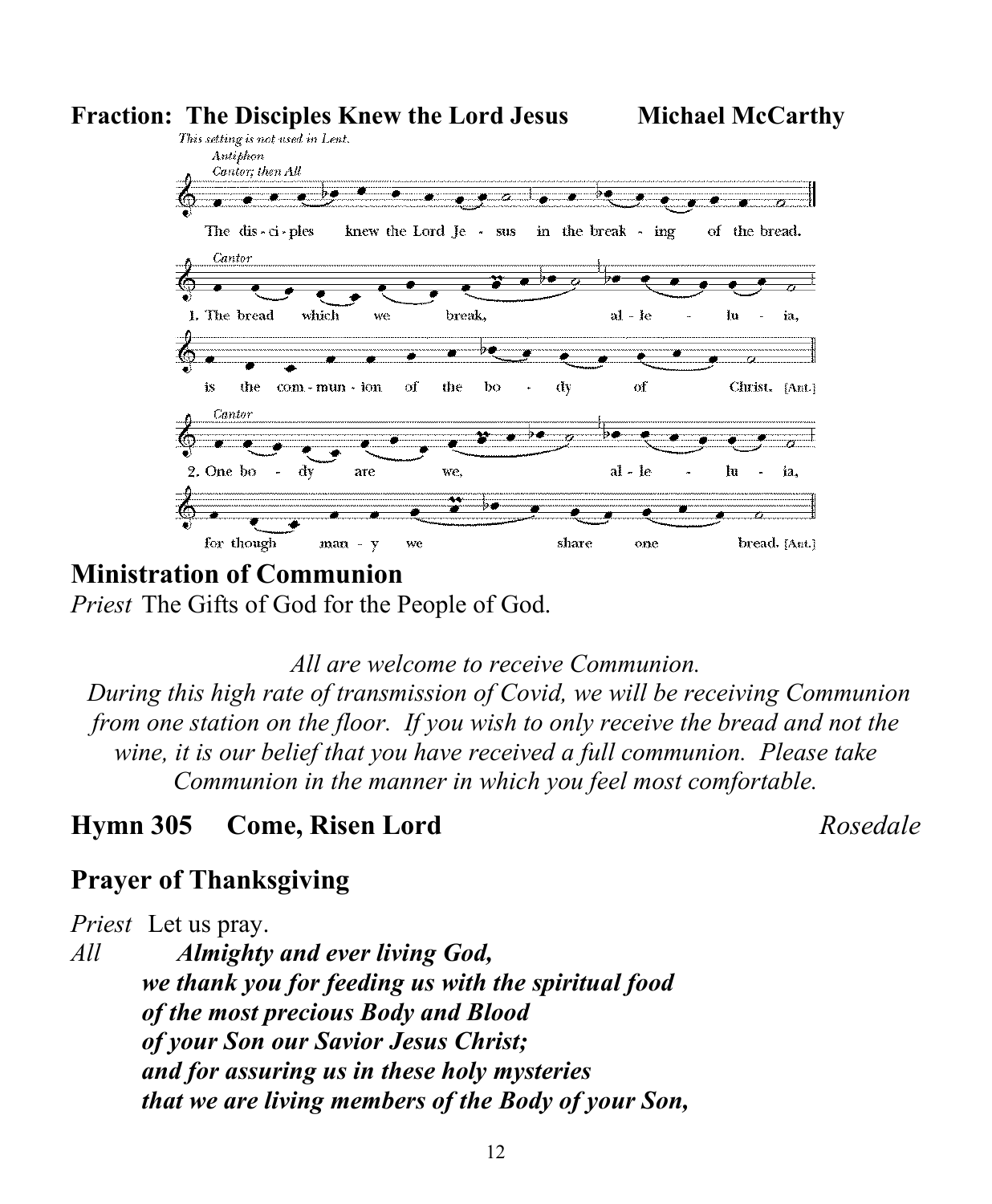**Fraction: The Disciples Knew the Lord Jesus** **Michael McCarthy**

*This setting is not used in Lent.*

*Antiphon*
*Cantor; then All*

The dis-ci-ples knew the Lord Je - sus in the break - ing of the bread.

*Cantor*
1. The bread which we break, al - le - lu - ia,
is the com-mun-ion of the bo - dy of Christ. [Ant.]

*Cantor*
2. One bo - dy are we, al - le - lu - ia,
for though man - y we share one bread. [Ant.]

## Ministration of Communion

*Priest* The Gifts of God for the People of God.

*All are welcome to receive Communion.*
*During this high rate of transmission of Covid, we will be receiving Communion from one station on the floor. If you wish to only receive the bread and not the wine, it is our belief that you have received a full communion. Please take Communion in the manner in which you feel most comfortable.*

## Hymn 305 Come, Risen Lord *Rosedale*

## Prayer of Thanksgiving

*Priest* Let us pray.
*All* ***Almighty and ever living God,***
***we thank you for feeding us with the spiritual food***
***of the most precious Body and Blood***
***of your Son our Savior Jesus Christ;***
***and for assuring us in these holy mysteries***
***that we are living members of the Body of your Son,***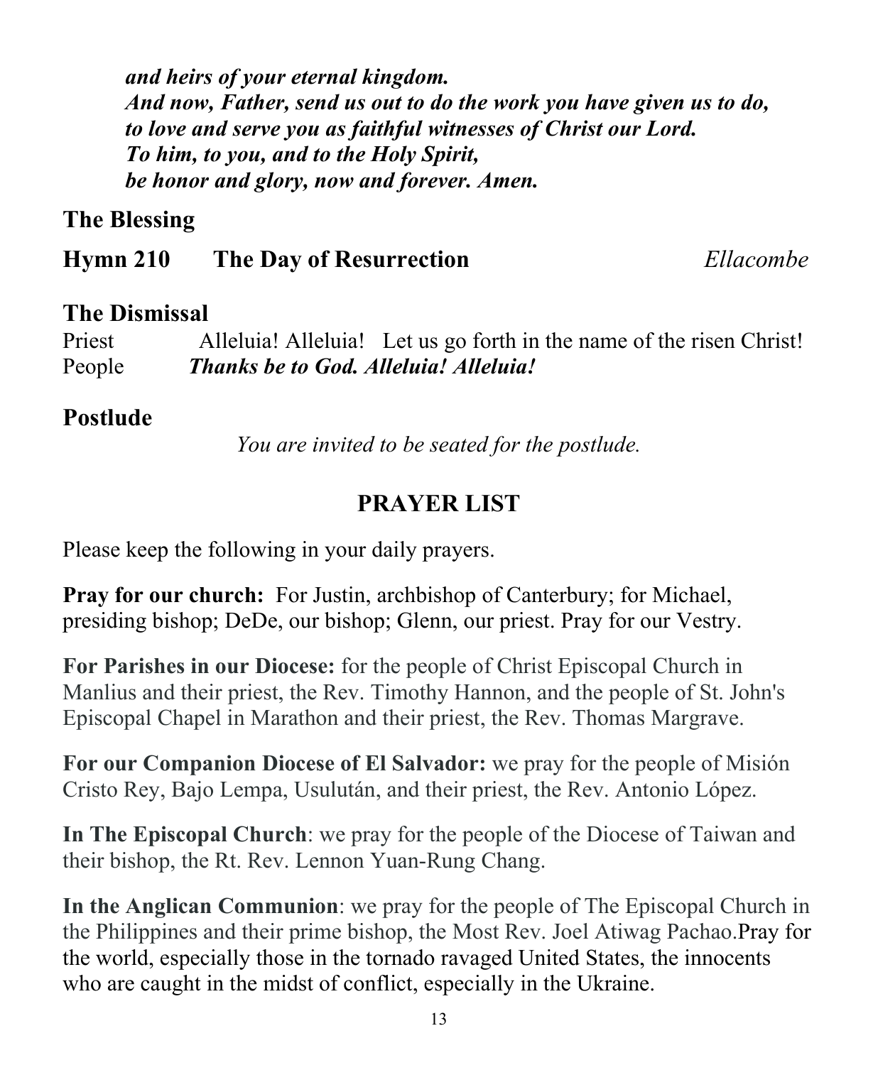***and heirs of your eternal kingdom.***
***And now, Father, send us out to do the work you have given us to do,***
***to love and serve you as faithful witnesses of Christ our Lord.***
***To him, to you, and to the Holy Spirit,***
***be honor and glory, now and forever. Amen.***

## The Blessing

## Hymn 210 The Day of Resurrection *Ellacombe*

## The Dismissal

Priest Alleluia! Alleluia! Let us go forth in the name of the risen Christ!
People ***Thanks be to God. Alleluia! Alleluia!***

## Postlude

*You are invited to be seated for the postlude.*

## PRAYER LIST

Please keep the following in your daily prayers.

**Pray for our church:** For Justin, archbishop of Canterbury; for Michael, presiding bishop; DeDe, our bishop; Glenn, our priest. Pray for our Vestry.

**For Parishes in our Diocese:** for the people of Christ Episcopal Church in Manlius and their priest, the Rev. Timothy Hannon, and the people of St. John's Episcopal Chapel in Marathon and their priest, the Rev. Thomas Margrave.

**For our Companion Diocese of El Salvador:** we pray for the people of Misión Cristo Rey, Bajo Lempa, Usulután, and their priest, the Rev. Antonio López.

**In The Episcopal Church**: we pray for the people of the Diocese of Taiwan and their bishop, the Rt. Rev. Lennon Yuan-Rung Chang.

**In the Anglican Communion**: we pray for the people of The Episcopal Church in the Philippines and their prime bishop, the Most Rev. Joel Atiwag Pachao.Pray for the world, especially those in the tornado ravaged United States, the innocents who are caught in the midst of conflict, especially in the Ukraine.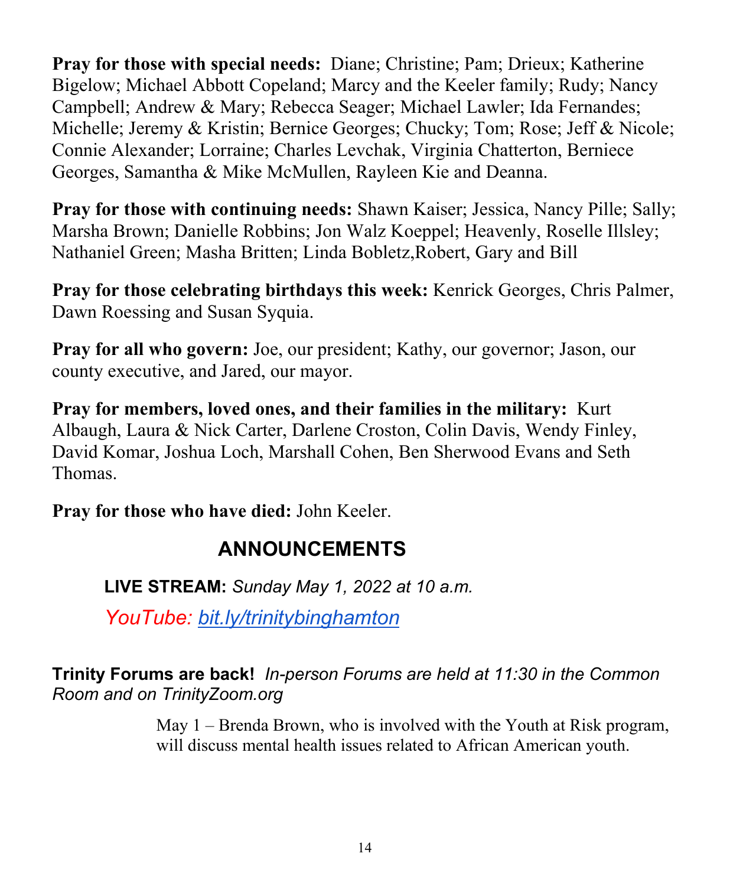**Pray for those with special needs:** Diane; Christine; Pam; Drieux; Katherine Bigelow; Michael Abbott Copeland; Marcy and the Keeler family; Rudy; Nancy Campbell; Andrew & Mary; Rebecca Seager; Michael Lawler; Ida Fernandes; Michelle; Jeremy & Kristin; Bernice Georges; Chucky; Tom; Rose; Jeff & Nicole; Connie Alexander; Lorraine; Charles Levchak, Virginia Chatterton, Berniece Georges, Samantha & Mike McMullen, Rayleen Kie and Deanna.

**Pray for those with continuing needs:** Shawn Kaiser; Jessica, Nancy Pille; Sally; Marsha Brown; Danielle Robbins; Jon Walz Koeppel; Heavenly, Roselle Illsley; Nathaniel Green; Masha Britten; Linda Bobletz,Robert, Gary and Bill

**Pray for those celebrating birthdays this week:** Kenrick Georges, Chris Palmer, Dawn Roessing and Susan Syquia.

**Pray for all who govern:** Joe, our president; Kathy, our governor; Jason, our county executive, and Jared, our mayor.

**Pray for members, loved ones, and their families in the military:** Kurt Albaugh, Laura & Nick Carter, Darlene Croston, Colin Davis, Wendy Finley, David Komar, Joshua Loch, Marshall Cohen, Ben Sherwood Evans and Seth Thomas.

**Pray for those who have died:** John Keeler.

# ANNOUNCEMENTS

**LIVE STREAM:** *Sunday May 1, 2022 at 10 a.m.*

*YouTube: bit.ly/trinitybinghamton*

**Trinity Forums are back!** *In-person Forums are held at 11:30 in the Common Room and on TrinityZoom.org*

May 1 – Brenda Brown, who is involved with the Youth at Risk program, will discuss mental health issues related to African American youth.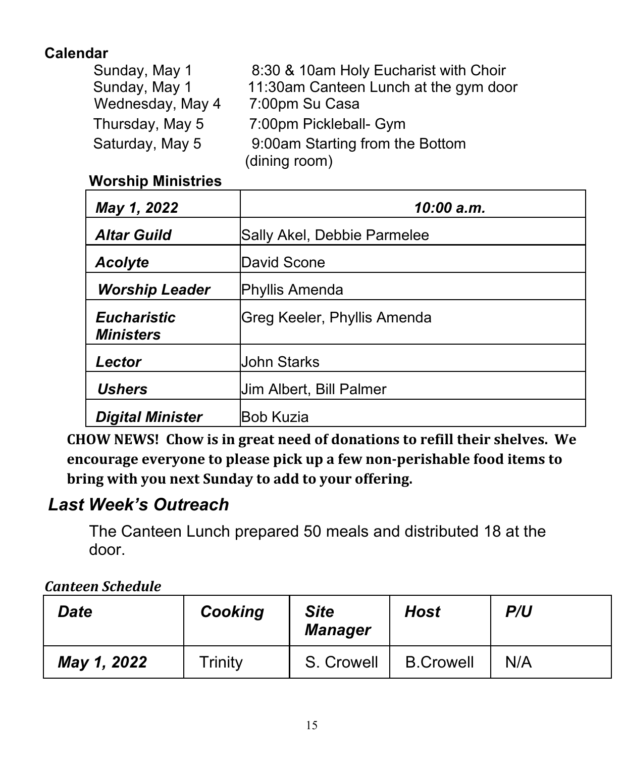**Calendar**

Sunday, May 1 — 8:30 & 10am Holy Eucharist with Choir
Sunday, May 1 — 11:30am Canteen Lunch at the gym door
Wednesday, May 4 — 7:00pm Su Casa
Thursday, May 5 — 7:00pm Pickleball- Gym
Saturday, May 5 — 9:00am Starting from the Bottom (dining room)

**Worship Ministries**

| ***May 1, 2022*** | ***10:00 a.m.*** |
| --- | --- |
| ***Altar Guild*** | Sally Akel, Debbie Parmelee |
| ***Acolyte*** | David Scone |
| ***Worship Leader*** | Phyllis Amenda |
| ***Eucharistic Ministers*** | Greg Keeler, Phyllis Amenda |
| ***Lector*** | John Starks |
| ***Ushers*** | Jim Albert, Bill Palmer |
| ***Digital Minister*** | Bob Kuzia |

**CHOW NEWS! Chow is in great need of donations to refill their shelves. We encourage everyone to please pick up a few non-perishable food items to bring with you next Sunday to add to your offering.**

## *Last Week's Outreach*

The Canteen Lunch prepared 50 meals and distributed 18 at the door.

***Canteen Schedule***

| ***Date*** | ***Cooking*** | ***Site Manager*** | ***Host*** | ***P/U*** |
| --- | --- | --- | --- | --- |
| ***May 1, 2022*** | Trinity | S. Crowell | B.Crowell | N/A |